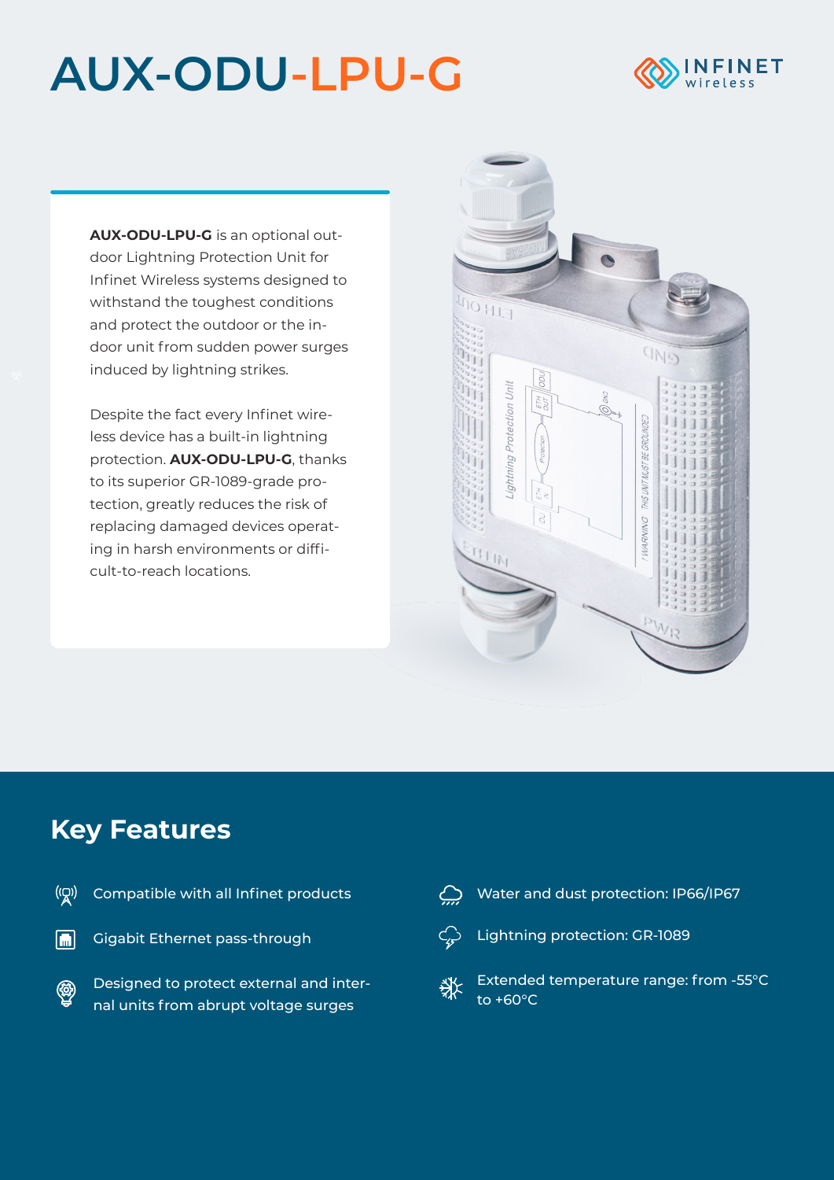# AUX-ODU-LPU-G

**AUX-ODU-LPU-G** is an optional outdoor Lightning Protection Unit for Infinet Wireless systems designed to withstand the toughest conditions and protect the outdoor or the indoor unit from sudden power surges induced by lightning strikes.

Despite the fact every Infinet wireless device has a built-in lightning protection. **AUX-ODU-LPU-G**, thanks to its superior GR-1089-grade protection, greatly reduces the risk of replacing damaged devices operating in harsh environments or difficult-to-reach locations.

## Key Features

- Compatible with all Infinet products
- Gigabit Ethernet pass-through
- Designed to protect external and internal units from abrupt voltage surges
- Water and dust protection: IP66/IP67
- Lightning protection: GR-1089
- Extended temperature range: from -55°C to +60°C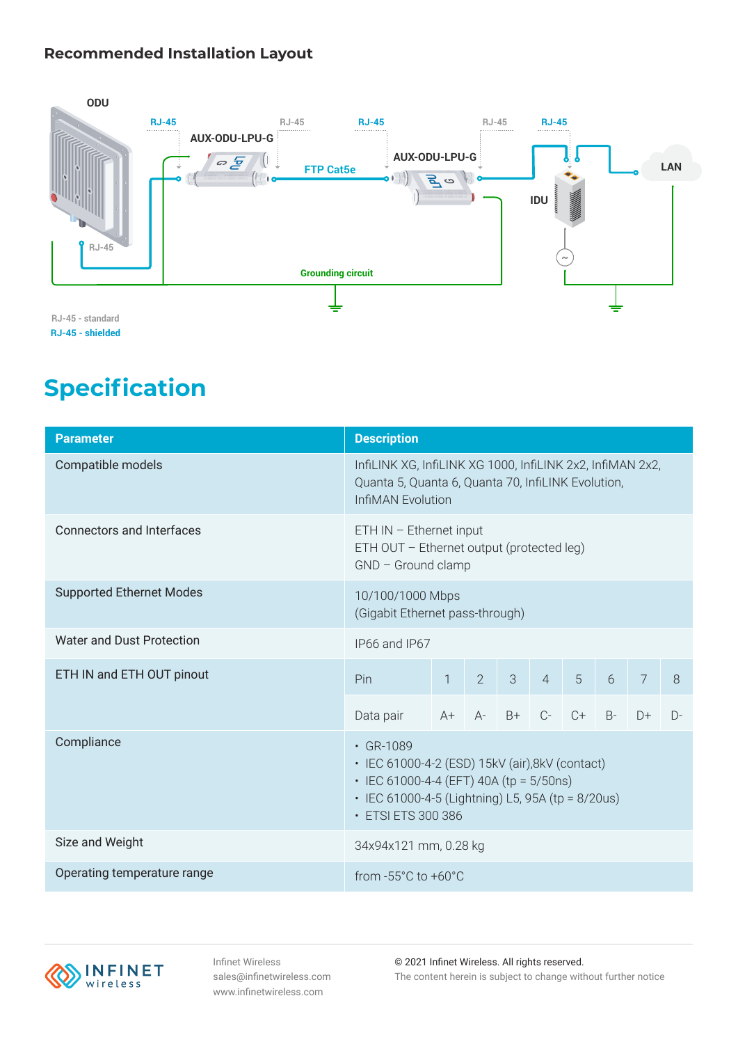### Recommended Installation Layout

ODU

RJ-45

AUX-ODU-LPU-G

RJ-45

RJ-45

FTP Cat5e

AUX-ODU-LPU-G

RJ-45

RJ-45

LAN

IDU

RJ-45

Grounding circuit

RJ-45 - standard

RJ-45 - shielded

# Specification

| Parameter | Description |
|---|---|
| Compatible models | InfiLINK XG, InfiLINK XG 1000, InfiLINK 2x2, InfiMAN 2x2, Quanta 5, Quanta 6, Quanta 70, InfiLINK Evolution, InfiMAN Evolution |
| Connectors and Interfaces | ETH IN – Ethernet input<br>ETH OUT – Ethernet output (protected leg)<br>GND – Ground clamp |
| Supported Ethernet Modes | 10/100/1000 Mbps<br>(Gigabit Ethernet pass-through) |
| Water and Dust Protection | IP66 and IP67 |
| ETH IN and ETH OUT pinout | Pin: 1, 2, 3, 4, 5, 6, 7, 8<br>Data pair: A+, A-, B+, C-, C+, B-, D+, D- |
| Compliance | • GR-1089<br>• IEC 61000-4-2 (ESD) 15kV (air),8kV (contact)<br>• IEC 61000-4-4 (EFT) 40A (tp = 5/50ns)<br>• IEC 61000-4-5 (Lightning) L5, 95A (tp = 8/20us)<br>• ETSI ETS 300 386 |
| Size and Weight | 34x94x121 mm, 0.28 kg |
| Operating temperature range | from -55°C to +60°C |

INFINET wireless

Infinet Wireless
sales@infinetwireless.com
www.infinetwireless.com

© 2021 Infinet Wireless. All rights reserved.
The content herein is subject to change without further notice